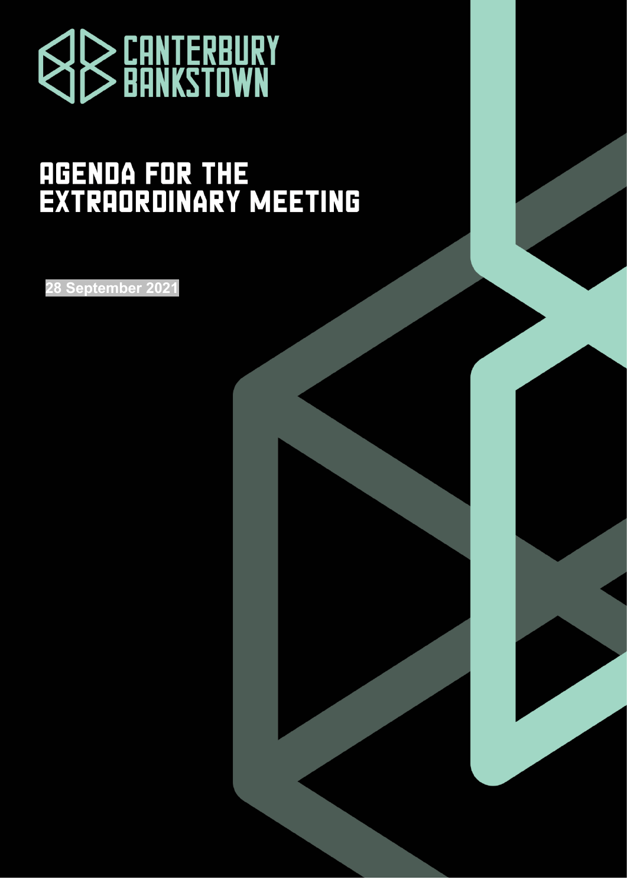CANTERBURY BANKSTOWN

# AGENDA FOR THE EXTRAORDINARY MEETING

**28 September 2021**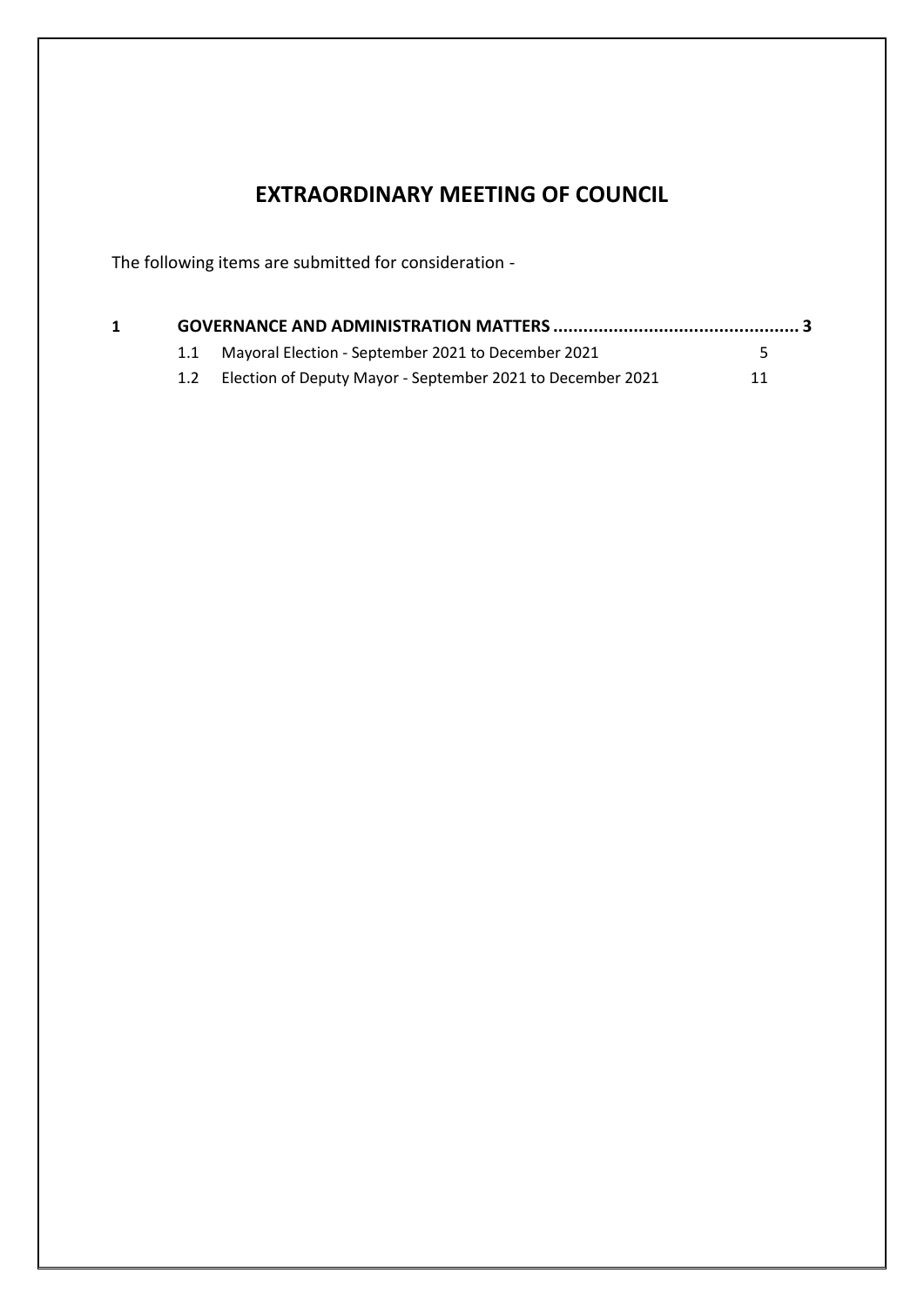# EXTRAORDINARY MEETING OF COUNCIL

The following items are submitted for consideration -

| | | | |
|---|---|---|---|
| **1** | **GOVERNANCE AND ADMINISTRATION MATTERS** | | **3** |
| | 1.1 | Mayoral Election - September 2021 to December 2021 | 5 |
| | 1.2 | Election of Deputy Mayor - September 2021 to December 2021 | 11 |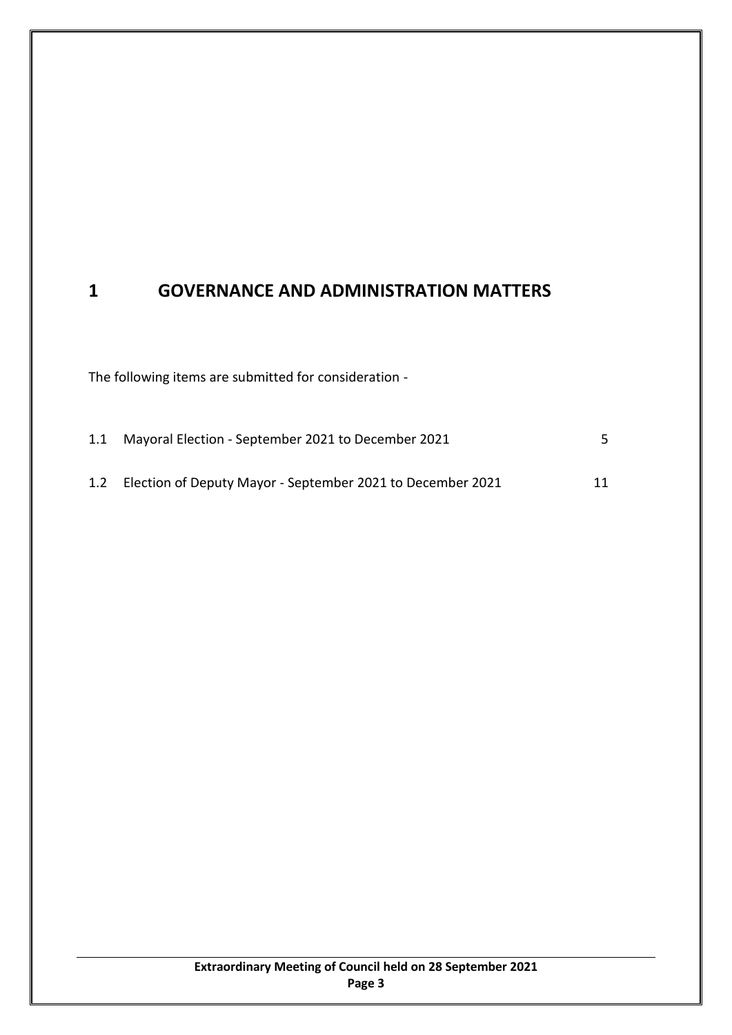# 1 GOVERNANCE AND ADMINISTRATION MATTERS

The following items are submitted for consideration -

| | | |
|---|---|---|
| 1.1 | Mayoral Election - September 2021 to December 2021 | 5 |
| 1.2 | Election of Deputy Mayor - September 2021 to December 2021 | 11 |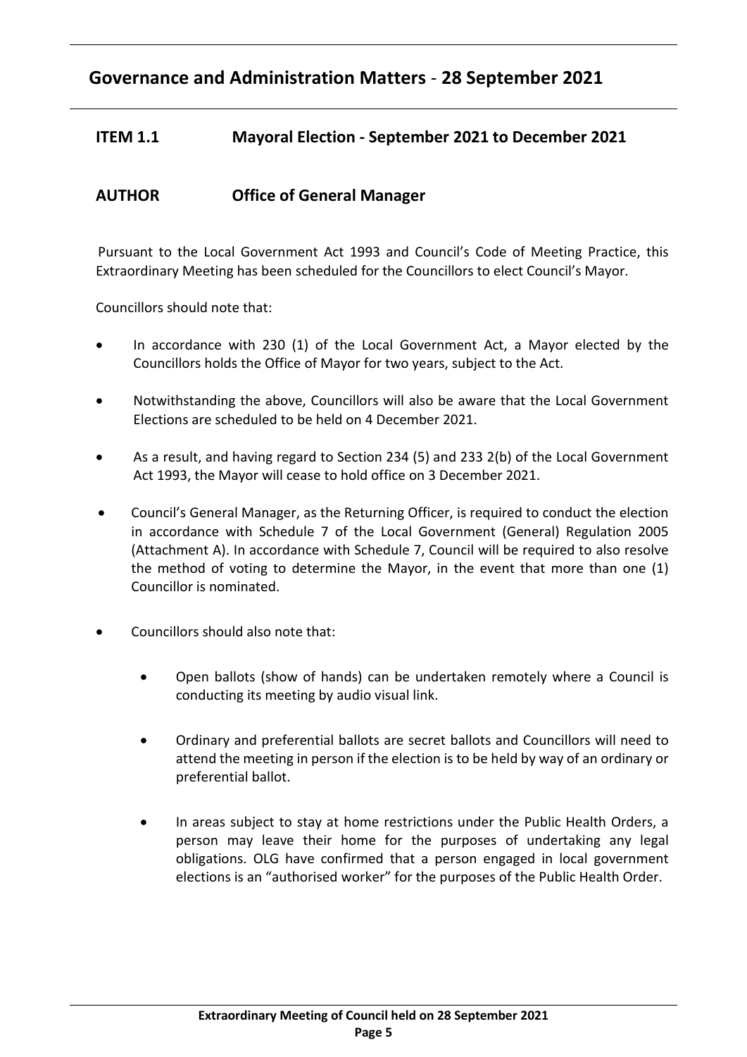## Governance and Administration Matters - 28 September 2021

### ITEM 1.1 Mayoral Election - September 2021 to December 2021

### AUTHOR Office of General Manager

Pursuant to the Local Government Act 1993 and Council's Code of Meeting Practice, this Extraordinary Meeting has been scheduled for the Councillors to elect Council's Mayor.

Councillors should note that:

- In accordance with 230 (1) of the Local Government Act, a Mayor elected by the Councillors holds the Office of Mayor for two years, subject to the Act.
- Notwithstanding the above, Councillors will also be aware that the Local Government Elections are scheduled to be held on 4 December 2021.
- As a result, and having regard to Section 234 (5) and 233 2(b) of the Local Government Act 1993, the Mayor will cease to hold office on 3 December 2021.
- Council's General Manager, as the Returning Officer, is required to conduct the election in accordance with Schedule 7 of the Local Government (General) Regulation 2005 (Attachment A). In accordance with Schedule 7, Council will be required to also resolve the method of voting to determine the Mayor, in the event that more than one (1) Councillor is nominated.
- Councillors should also note that:
  - Open ballots (show of hands) can be undertaken remotely where a Council is conducting its meeting by audio visual link.
  - Ordinary and preferential ballots are secret ballots and Councillors will need to attend the meeting in person if the election is to be held by way of an ordinary or preferential ballot.
  - In areas subject to stay at home restrictions under the Public Health Orders, a person may leave their home for the purposes of undertaking any legal obligations. OLG have confirmed that a person engaged in local government elections is an "authorised worker" for the purposes of the Public Health Order.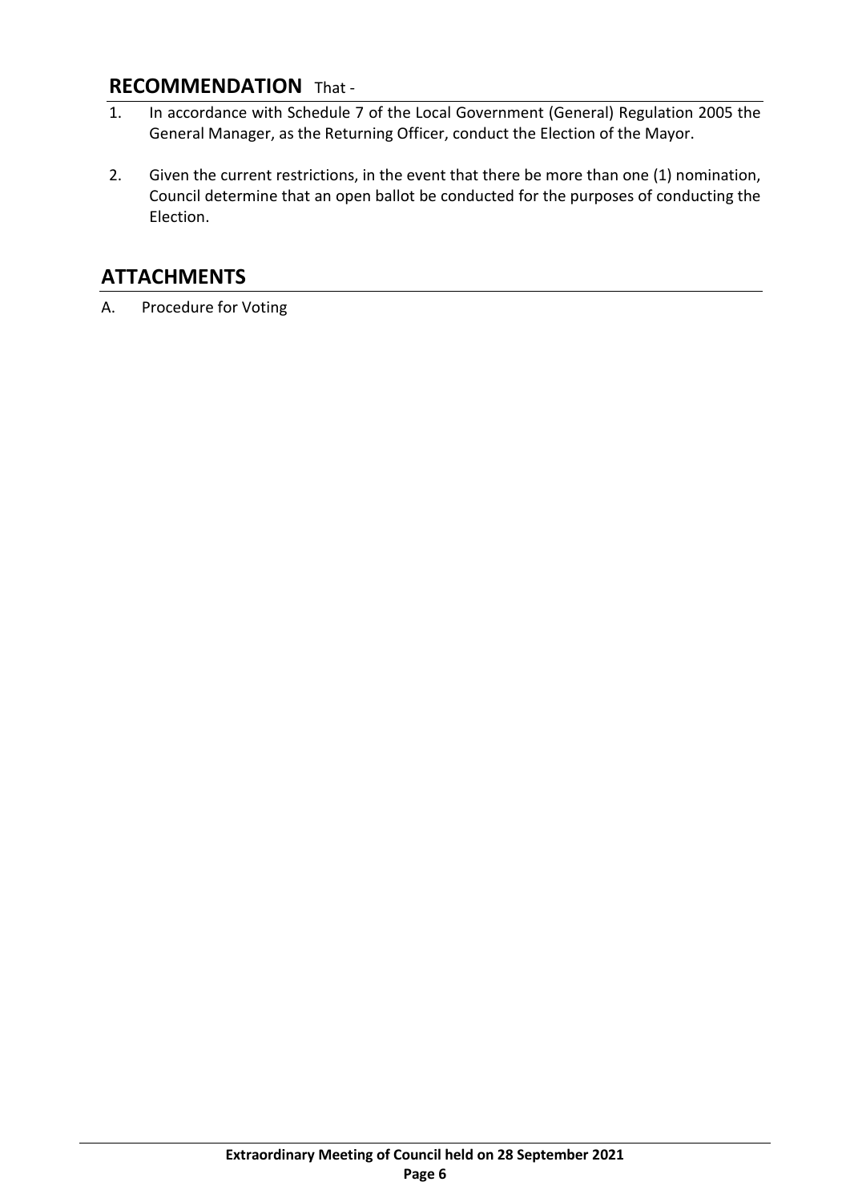## RECOMMENDATION That -

1. In accordance with Schedule 7 of the Local Government (General) Regulation 2005 the General Manager, as the Returning Officer, conduct the Election of the Mayor.

2. Given the current restrictions, in the event that there be more than one (1) nomination, Council determine that an open ballot be conducted for the purposes of conducting the Election.

## ATTACHMENTS

A. Procedure for Voting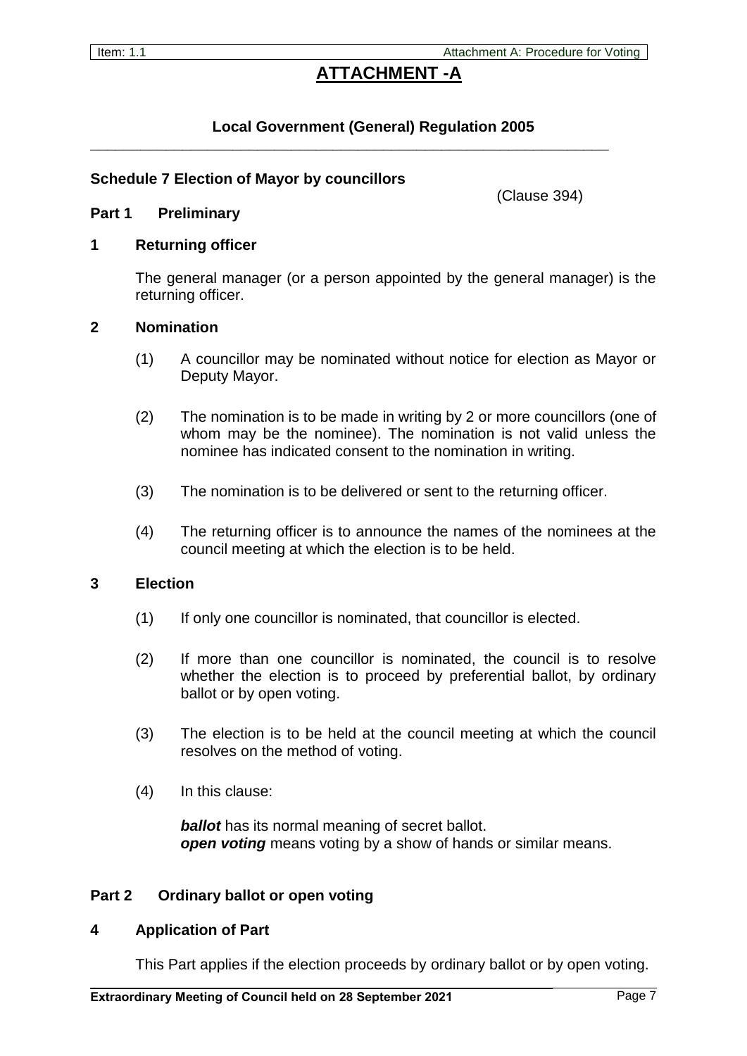# ATTACHMENT -A

**Local Government (General) Regulation 2005**

## Schedule 7 Election of Mayor by councillors

(Clause 394)

### Part 1 Preliminary

#### 1 Returning officer

The general manager (or a person appointed by the general manager) is the returning officer.

#### 2 Nomination

(1) A councillor may be nominated without notice for election as Mayor or Deputy Mayor.

(2) The nomination is to be made in writing by 2 or more councillors (one of whom may be the nominee). The nomination is not valid unless the nominee has indicated consent to the nomination in writing.

(3) The nomination is to be delivered or sent to the returning officer.

(4) The returning officer is to announce the names of the nominees at the council meeting at which the election is to be held.

#### 3 Election

(1) If only one councillor is nominated, that councillor is elected.

(2) If more than one councillor is nominated, the council is to resolve whether the election is to proceed by preferential ballot, by ordinary ballot or by open voting.

(3) The election is to be held at the council meeting at which the council resolves on the method of voting.

(4) In this clause:

***ballot*** has its normal meaning of secret ballot.
***open voting*** means voting by a show of hands or similar means.

### Part 2 Ordinary ballot or open voting

#### 4 Application of Part

This Part applies if the election proceeds by ordinary ballot or by open voting.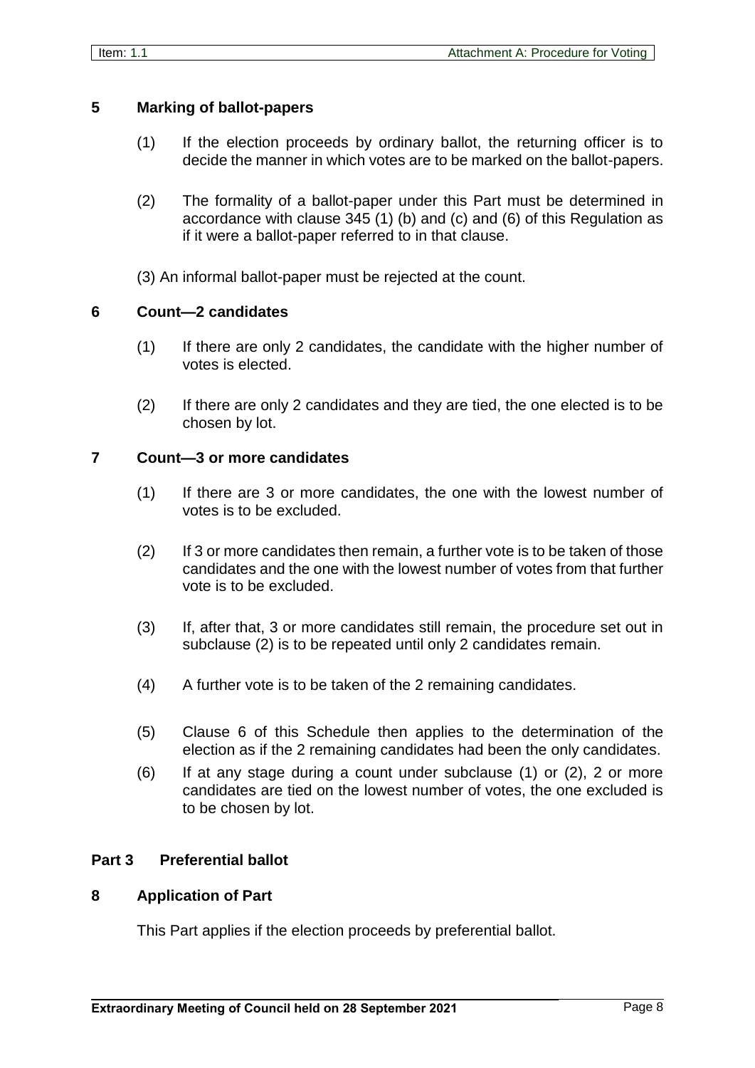## 5 Marking of ballot-papers

(1) If the election proceeds by ordinary ballot, the returning officer is to decide the manner in which votes are to be marked on the ballot-papers.

(2) The formality of a ballot-paper under this Part must be determined in accordance with clause 345 (1) (b) and (c) and (6) of this Regulation as if it were a ballot-paper referred to in that clause.

(3) An informal ballot-paper must be rejected at the count.

## 6 Count—2 candidates

(1) If there are only 2 candidates, the candidate with the higher number of votes is elected.

(2) If there are only 2 candidates and they are tied, the one elected is to be chosen by lot.

## 7 Count—3 or more candidates

(1) If there are 3 or more candidates, the one with the lowest number of votes is to be excluded.

(2) If 3 or more candidates then remain, a further vote is to be taken of those candidates and the one with the lowest number of votes from that further vote is to be excluded.

(3) If, after that, 3 or more candidates still remain, the procedure set out in subclause (2) is to be repeated until only 2 candidates remain.

(4) A further vote is to be taken of the 2 remaining candidates.

(5) Clause 6 of this Schedule then applies to the determination of the election as if the 2 remaining candidates had been the only candidates.

(6) If at any stage during a count under subclause (1) or (2), 2 or more candidates are tied on the lowest number of votes, the one excluded is to be chosen by lot.

## Part 3 Preferential ballot

## 8 Application of Part

This Part applies if the election proceeds by preferential ballot.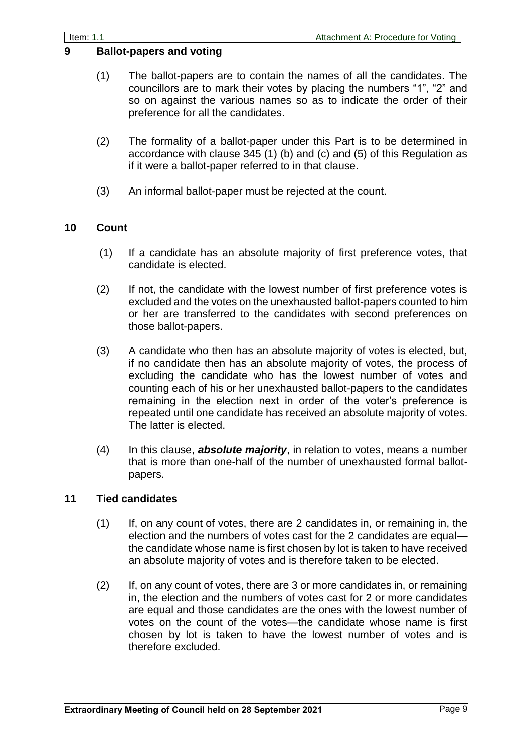## 9 Ballot-papers and voting

(1) The ballot-papers are to contain the names of all the candidates. The councillors are to mark their votes by placing the numbers "1", "2" and so on against the various names so as to indicate the order of their preference for all the candidates.

(2) The formality of a ballot-paper under this Part is to be determined in accordance with clause 345 (1) (b) and (c) and (5) of this Regulation as if it were a ballot-paper referred to in that clause.

(3) An informal ballot-paper must be rejected at the count.

## 10 Count

(1) If a candidate has an absolute majority of first preference votes, that candidate is elected.

(2) If not, the candidate with the lowest number of first preference votes is excluded and the votes on the unexhausted ballot-papers counted to him or her are transferred to the candidates with second preferences on those ballot-papers.

(3) A candidate who then has an absolute majority of votes is elected, but, if no candidate then has an absolute majority of votes, the process of excluding the candidate who has the lowest number of votes and counting each of his or her unexhausted ballot-papers to the candidates remaining in the election next in order of the voter's preference is repeated until one candidate has received an absolute majority of votes. The latter is elected.

(4) In this clause, ***absolute majority***, in relation to votes, means a number that is more than one-half of the number of unexhausted formal ballot-papers.

## 11 Tied candidates

(1) If, on any count of votes, there are 2 candidates in, or remaining in, the election and the numbers of votes cast for the 2 candidates are equal—the candidate whose name is first chosen by lot is taken to have received an absolute majority of votes and is therefore taken to be elected.

(2) If, on any count of votes, there are 3 or more candidates in, or remaining in, the election and the numbers of votes cast for 2 or more candidates are equal and those candidates are the ones with the lowest number of votes on the count of the votes—the candidate whose name is first chosen by lot is taken to have the lowest number of votes and is therefore excluded.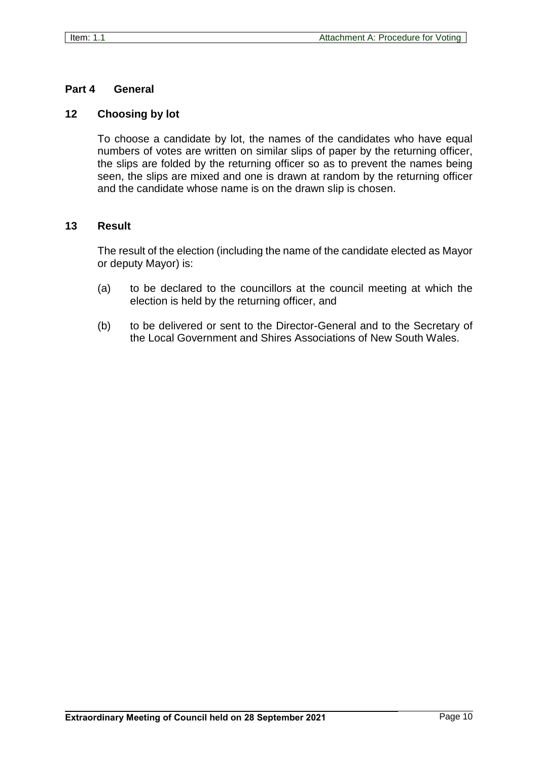## Part 4 General

### 12 Choosing by lot

To choose a candidate by lot, the names of the candidates who have equal numbers of votes are written on similar slips of paper by the returning officer, the slips are folded by the returning officer so as to prevent the names being seen, the slips are mixed and one is drawn at random by the returning officer and the candidate whose name is on the drawn slip is chosen.

### 13 Result

The result of the election (including the name of the candidate elected as Mayor or deputy Mayor) is:

(a) to be declared to the councillors at the council meeting at which the election is held by the returning officer, and

(b) to be delivered or sent to the Director-General and to the Secretary of the Local Government and Shires Associations of New South Wales.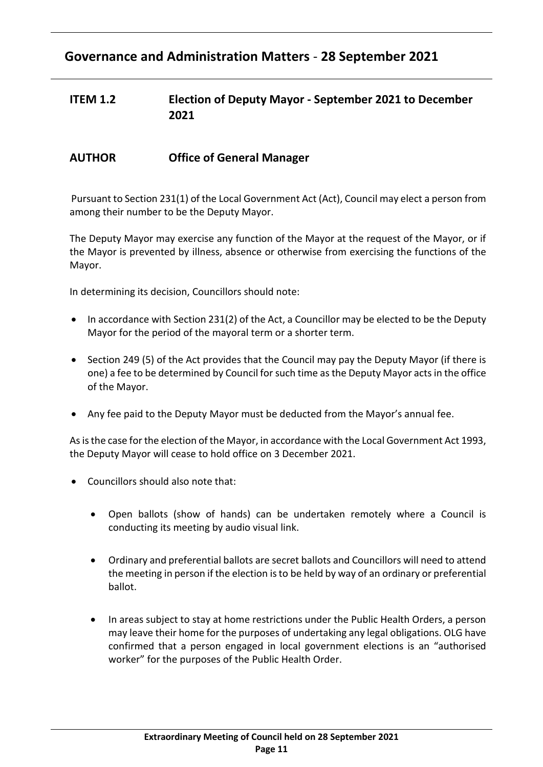## Governance and Administration Matters - 28 September 2021

**ITEM 1.2 Election of Deputy Mayor - September 2021 to December 2021**

**AUTHOR Office of General Manager**

Pursuant to Section 231(1) of the Local Government Act (Act), Council may elect a person from among their number to be the Deputy Mayor.

The Deputy Mayor may exercise any function of the Mayor at the request of the Mayor, or if the Mayor is prevented by illness, absence or otherwise from exercising the functions of the Mayor.

In determining its decision, Councillors should note:

- In accordance with Section 231(2) of the Act, a Councillor may be elected to be the Deputy Mayor for the period of the mayoral term or a shorter term.
- Section 249 (5) of the Act provides that the Council may pay the Deputy Mayor (if there is one) a fee to be determined by Council for such time as the Deputy Mayor acts in the office of the Mayor.
- Any fee paid to the Deputy Mayor must be deducted from the Mayor's annual fee.

As is the case for the election of the Mayor, in accordance with the Local Government Act 1993, the Deputy Mayor will cease to hold office on 3 December 2021.

- Councillors should also note that:
  - Open ballots (show of hands) can be undertaken remotely where a Council is conducting its meeting by audio visual link.
  - Ordinary and preferential ballots are secret ballots and Councillors will need to attend the meeting in person if the election is to be held by way of an ordinary or preferential ballot.
  - In areas subject to stay at home restrictions under the Public Health Orders, a person may leave their home for the purposes of undertaking any legal obligations. OLG have confirmed that a person engaged in local government elections is an "authorised worker" for the purposes of the Public Health Order.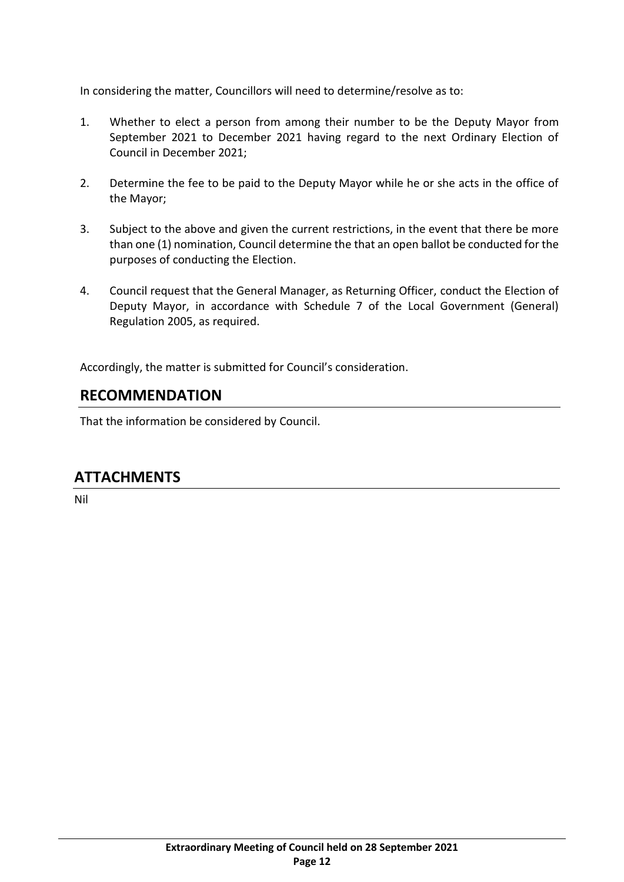In considering the matter, Councillors will need to determine/resolve as to:

1. Whether to elect a person from among their number to be the Deputy Mayor from September 2021 to December 2021 having regard to the next Ordinary Election of Council in December 2021;

2. Determine the fee to be paid to the Deputy Mayor while he or she acts in the office of the Mayor;

3. Subject to the above and given the current restrictions, in the event that there be more than one (1) nomination, Council determine the that an open ballot be conducted for the purposes of conducting the Election.

4. Council request that the General Manager, as Returning Officer, conduct the Election of Deputy Mayor, in accordance with Schedule 7 of the Local Government (General) Regulation 2005, as required.

Accordingly, the matter is submitted for Council's consideration.

## RECOMMENDATION

That the information be considered by Council.

## ATTACHMENTS

Nil